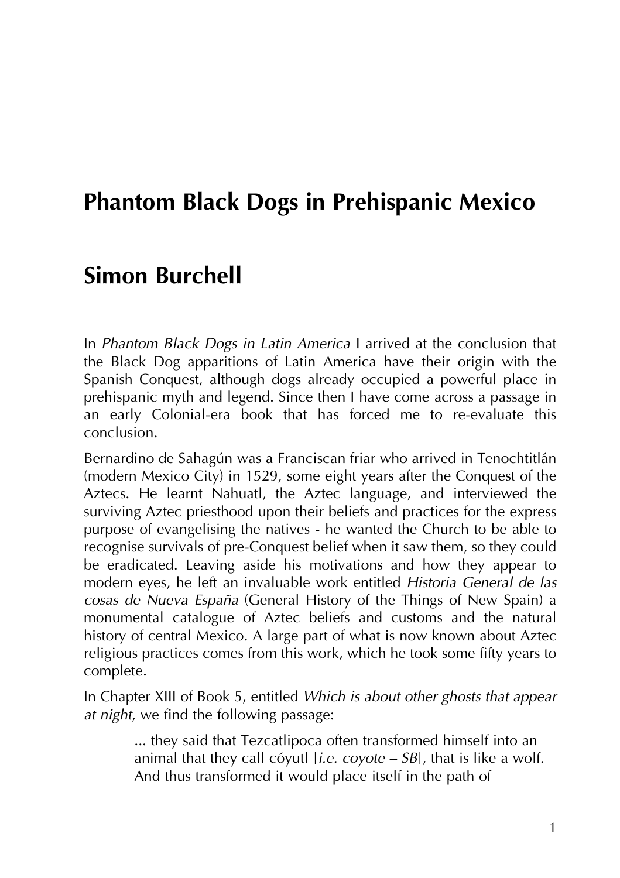# Phantom Black Dogs in Prehispanic Mexico

## Simon Burchell

In *Phantom Black Dogs in Latin America* I arrived at the conclusion that the Black Dog apparitions of Latin America have their origin with the Spanish Conquest, although dogs already occupied a powerful place in prehispanic myth and legend. Since then I have come across a passage in an early Colonial-era book that has forced me to re-evaluate this conclusion.

Bernardino de Sahagún was a Franciscan friar who arrived in Tenochtitlán (modern Mexico City) in 1529, some eight years after the Conquest of the Aztecs. He learnt Nahuatl, the Aztec language, and interviewed the surviving Aztec priesthood upon their beliefs and practices for the express purpose of evangelising the natives - he wanted the Church to be able to recognise survivals of pre-Conquest belief when it saw them, so they could be eradicated. Leaving aside his motivations and how they appear to modern eyes, he left an invaluable work entitled *Historia General de las cosas de Nueva España* (General History of the Things of New Spain) a monumental catalogue of Aztec beliefs and customs and the natural history of central Mexico. A large part of what is now known about Aztec religious practices comes from this work, which he took some fifty years to complete.

In Chapter XIII of Book 5, entitled *Which is about other ghosts that appear at night*, we find the following passage:

> ... they said that Tezcatlipoca often transformed himself into an animal that they call cóyutl [*i.e. coyote – SB*], that is like a wolf. And thus transformed it would place itself in the path of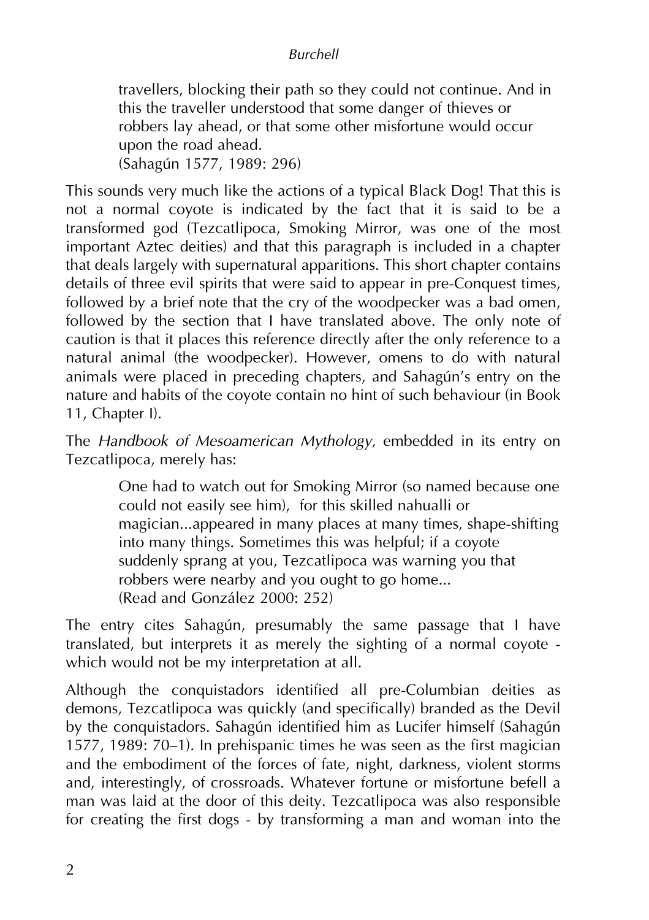> travellers, blocking their path so they could not continue. And in this the traveller understood that some danger of thieves or robbers lay ahead, or that some other misfortune would occur upon the road ahead.
> (Sahagún 1577, 1989: 296)

This sounds very much like the actions of a typical Black Dog! That this is not a normal coyote is indicated by the fact that it is said to be a transformed god (Tezcatlipoca, Smoking Mirror, was one of the most important Aztec deities) and that this paragraph is included in a chapter that deals largely with supernatural apparitions. This short chapter contains details of three evil spirits that were said to appear in pre-Conquest times, followed by a brief note that the cry of the woodpecker was a bad omen, followed by the section that I have translated above. The only note of caution is that it places this reference directly after the only reference to a natural animal (the woodpecker). However, omens to do with natural animals were placed in preceding chapters, and Sahagún's entry on the nature and habits of the coyote contain no hint of such behaviour (in Book 11, Chapter I).

The *Handbook of Mesoamerican Mythology*, embedded in its entry on Tezcatlipoca, merely has:

> One had to watch out for Smoking Mirror (so named because one could not easily see him), for this skilled nahualli or magician...appeared in many places at many times, shape-shifting into many things. Sometimes this was helpful; if a coyote suddenly sprang at you, Tezcatlipoca was warning you that robbers were nearby and you ought to go home...
> (Read and González 2000: 252)

The entry cites Sahagún, presumably the same passage that I have translated, but interprets it as merely the sighting of a normal coyote - which would not be my interpretation at all.

Although the conquistadors identified all pre-Columbian deities as demons, Tezcatlipoca was quickly (and specifically) branded as the Devil by the conquistadors. Sahagún identified him as Lucifer himself (Sahagún 1577, 1989: 70–1). In prehispanic times he was seen as the first magician and the embodiment of the forces of fate, night, darkness, violent storms and, interestingly, of crossroads. Whatever fortune or misfortune befell a man was laid at the door of this deity. Tezcatlipoca was also responsible for creating the first dogs - by transforming a man and woman into the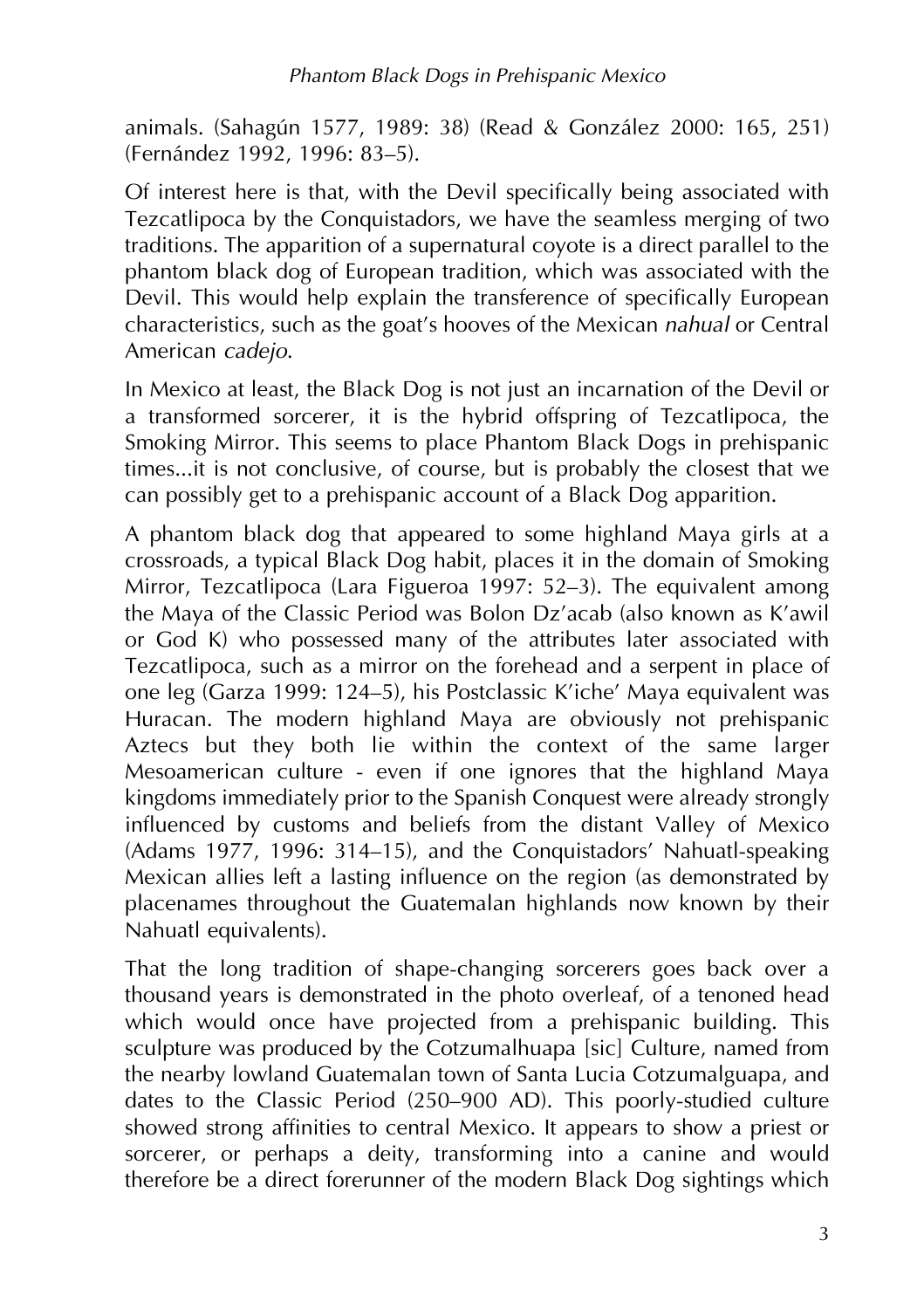animals. (Sahagún 1577, 1989: 38) (Read & González 2000: 165, 251) (Fernández 1992, 1996: 83–5).

Of interest here is that, with the Devil specifically being associated with Tezcatlipoca by the Conquistadors, we have the seamless merging of two traditions. The apparition of a supernatural coyote is a direct parallel to the phantom black dog of European tradition, which was associated with the Devil. This would help explain the transference of specifically European characteristics, such as the goat's hooves of the Mexican *nahual* or Central American *cadejo*.

In Mexico at least, the Black Dog is not just an incarnation of the Devil or a transformed sorcerer, it is the hybrid offspring of Tezcatlipoca, the Smoking Mirror. This seems to place Phantom Black Dogs in prehispanic times...it is not conclusive, of course, but is probably the closest that we can possibly get to a prehispanic account of a Black Dog apparition.

A phantom black dog that appeared to some highland Maya girls at a crossroads, a typical Black Dog habit, places it in the domain of Smoking Mirror, Tezcatlipoca (Lara Figueroa 1997: 52–3). The equivalent among the Maya of the Classic Period was Bolon Dz'acab (also known as K'awil or God K) who possessed many of the attributes later associated with Tezcatlipoca, such as a mirror on the forehead and a serpent in place of one leg (Garza 1999: 124–5), his Postclassic K'iche' Maya equivalent was Huracan. The modern highland Maya are obviously not prehispanic Aztecs but they both lie within the context of the same larger Mesoamerican culture - even if one ignores that the highland Maya kingdoms immediately prior to the Spanish Conquest were already strongly influenced by customs and beliefs from the distant Valley of Mexico (Adams 1977, 1996: 314–15), and the Conquistadors' Nahuatl-speaking Mexican allies left a lasting influence on the region (as demonstrated by placenames throughout the Guatemalan highlands now known by their Nahuatl equivalents).

That the long tradition of shape-changing sorcerers goes back over a thousand years is demonstrated in the photo overleaf, of a tenoned head which would once have projected from a prehispanic building. This sculpture was produced by the Cotzumalhuapa [sic] Culture, named from the nearby lowland Guatemalan town of Santa Lucia Cotzumalguapa, and dates to the Classic Period (250–900 AD). This poorly-studied culture showed strong affinities to central Mexico. It appears to show a priest or sorcerer, or perhaps a deity, transforming into a canine and would therefore be a direct forerunner of the modern Black Dog sightings which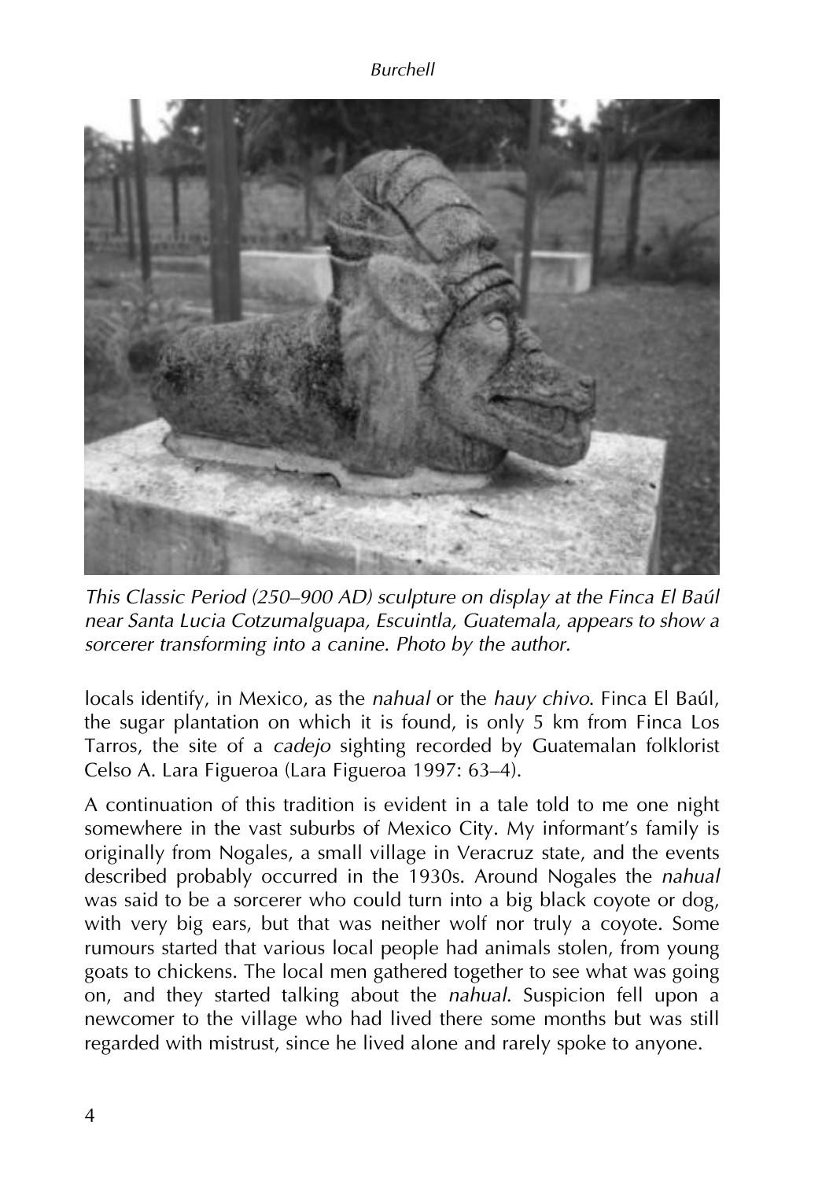*This Classic Period (250–900 AD) sculpture on display at the Finca El Baúl near Santa Lucia Cotzumalguapa, Escuintla, Guatemala, appears to show a sorcerer transforming into a canine. Photo by the author.*

locals identify, in Mexico, as the *nahual* or the *hauy chivo*. Finca El Baúl, the sugar plantation on which it is found, is only 5 km from Finca Los Tarros, the site of a *cadejo* sighting recorded by Guatemalan folklorist Celso A. Lara Figueroa (Lara Figueroa 1997: 63–4).

A continuation of this tradition is evident in a tale told to me one night somewhere in the vast suburbs of Mexico City. My informant's family is originally from Nogales, a small village in Veracruz state, and the events described probably occurred in the 1930s. Around Nogales the *nahual* was said to be a sorcerer who could turn into a big black coyote or dog, with very big ears, but that was neither wolf nor truly a coyote. Some rumours started that various local people had animals stolen, from young goats to chickens. The local men gathered together to see what was going on, and they started talking about the *nahual*. Suspicion fell upon a newcomer to the village who had lived there some months but was still regarded with mistrust, since he lived alone and rarely spoke to anyone.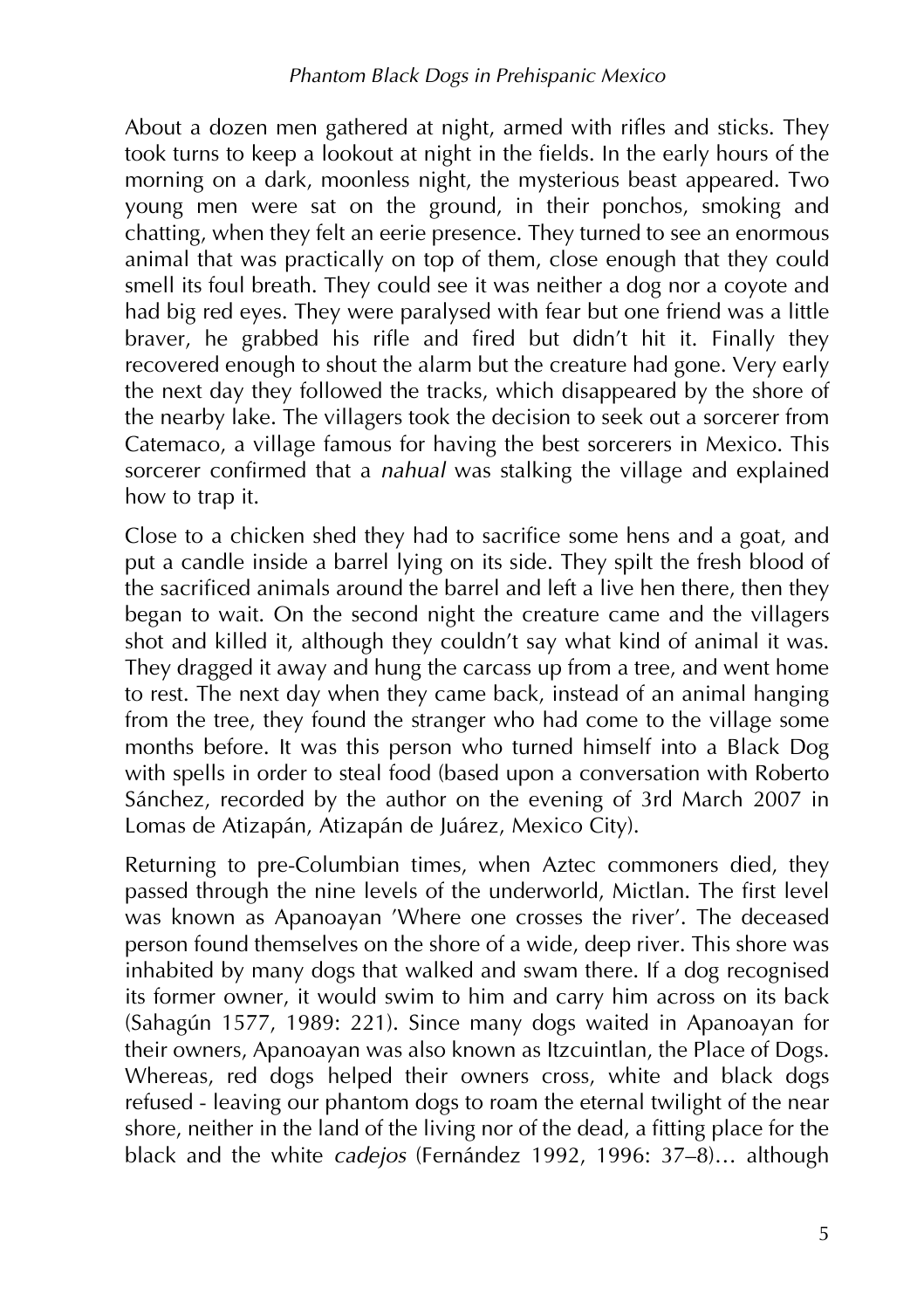About a dozen men gathered at night, armed with rifles and sticks. They took turns to keep a lookout at night in the fields. In the early hours of the morning on a dark, moonless night, the mysterious beast appeared. Two young men were sat on the ground, in their ponchos, smoking and chatting, when they felt an eerie presence. They turned to see an enormous animal that was practically on top of them, close enough that they could smell its foul breath. They could see it was neither a dog nor a coyote and had big red eyes. They were paralysed with fear but one friend was a little braver, he grabbed his rifle and fired but didn't hit it. Finally they recovered enough to shout the alarm but the creature had gone. Very early the next day they followed the tracks, which disappeared by the shore of the nearby lake. The villagers took the decision to seek out a sorcerer from Catemaco, a village famous for having the best sorcerers in Mexico. This sorcerer confirmed that a *nahual* was stalking the village and explained how to trap it.

Close to a chicken shed they had to sacrifice some hens and a goat, and put a candle inside a barrel lying on its side. They spilt the fresh blood of the sacrificed animals around the barrel and left a live hen there, then they began to wait. On the second night the creature came and the villagers shot and killed it, although they couldn't say what kind of animal it was. They dragged it away and hung the carcass up from a tree, and went home to rest. The next day when they came back, instead of an animal hanging from the tree, they found the stranger who had come to the village some months before. It was this person who turned himself into a Black Dog with spells in order to steal food (based upon a conversation with Roberto Sánchez, recorded by the author on the evening of 3rd March 2007 in Lomas de Atizapán, Atizapán de Juárez, Mexico City).

Returning to pre-Columbian times, when Aztec commoners died, they passed through the nine levels of the underworld, Mictlan. The first level was known as Apanoayan 'Where one crosses the river'. The deceased person found themselves on the shore of a wide, deep river. This shore was inhabited by many dogs that walked and swam there. If a dog recognised its former owner, it would swim to him and carry him across on its back (Sahagún 1577, 1989: 221). Since many dogs waited in Apanoayan for their owners, Apanoayan was also known as Itzcuintlan, the Place of Dogs. Whereas, red dogs helped their owners cross, white and black dogs refused - leaving our phantom dogs to roam the eternal twilight of the near shore, neither in the land of the living nor of the dead, a fitting place for the black and the white *cadejos* (Fernández 1992, 1996: 37–8)… although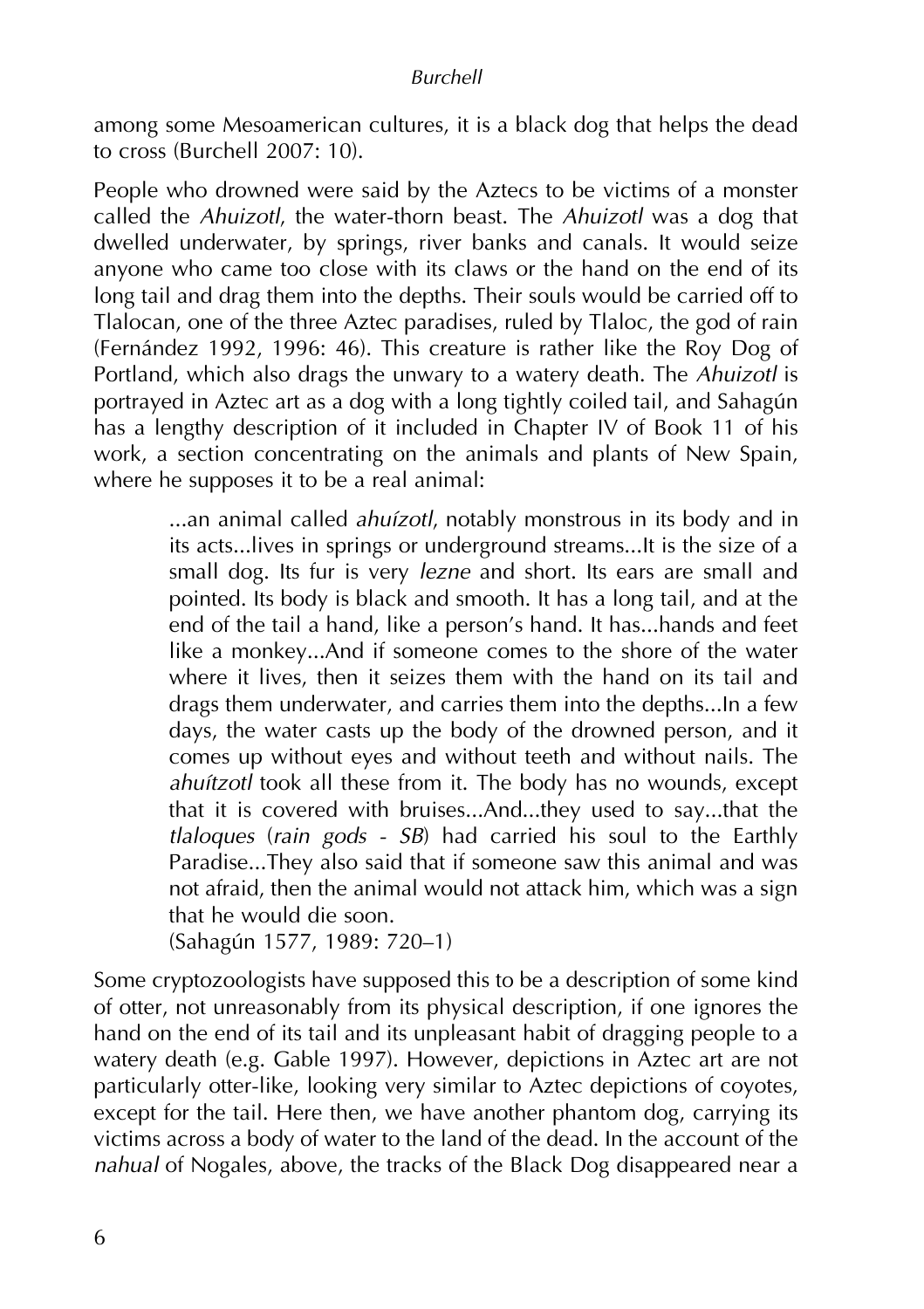among some Mesoamerican cultures, it is a black dog that helps the dead to cross (Burchell 2007: 10).

People who drowned were said by the Aztecs to be victims of a monster called the *Ahuizotl*, the water-thorn beast. The *Ahuizotl* was a dog that dwelled underwater, by springs, river banks and canals. It would seize anyone who came too close with its claws or the hand on the end of its long tail and drag them into the depths. Their souls would be carried off to Tlalocan, one of the three Aztec paradises, ruled by Tlaloc, the god of rain (Fernández 1992, 1996: 46). This creature is rather like the Roy Dog of Portland, which also drags the unwary to a watery death. The *Ahuizotl* is portrayed in Aztec art as a dog with a long tightly coiled tail, and Sahagún has a lengthy description of it included in Chapter IV of Book 11 of his work, a section concentrating on the animals and plants of New Spain, where he supposes it to be a real animal:

> ...an animal called *ahuízotl*, notably monstrous in its body and in its acts...lives in springs or underground streams...It is the size of a small dog. Its fur is very *lezne* and short. Its ears are small and pointed. Its body is black and smooth. It has a long tail, and at the end of the tail a hand, like a person's hand. It has...hands and feet like a monkey...And if someone comes to the shore of the water where it lives, then it seizes them with the hand on its tail and drags them underwater, and carries them into the depths...In a few days, the water casts up the body of the drowned person, and it comes up without eyes and without teeth and without nails. The *ahuítzotl* took all these from it. The body has no wounds, except that it is covered with bruises...And...they used to say...that the *tlaloques* (*rain gods - SB*) had carried his soul to the Earthly Paradise...They also said that if someone saw this animal and was not afraid, then the animal would not attack him, which was a sign that he would die soon.
> (Sahagún 1577, 1989: 720–1)

Some cryptozoologists have supposed this to be a description of some kind of otter, not unreasonably from its physical description, if one ignores the hand on the end of its tail and its unpleasant habit of dragging people to a watery death (e.g. Gable 1997). However, depictions in Aztec art are not particularly otter-like, looking very similar to Aztec depictions of coyotes, except for the tail. Here then, we have another phantom dog, carrying its victims across a body of water to the land of the dead. In the account of the *nahual* of Nogales, above, the tracks of the Black Dog disappeared near a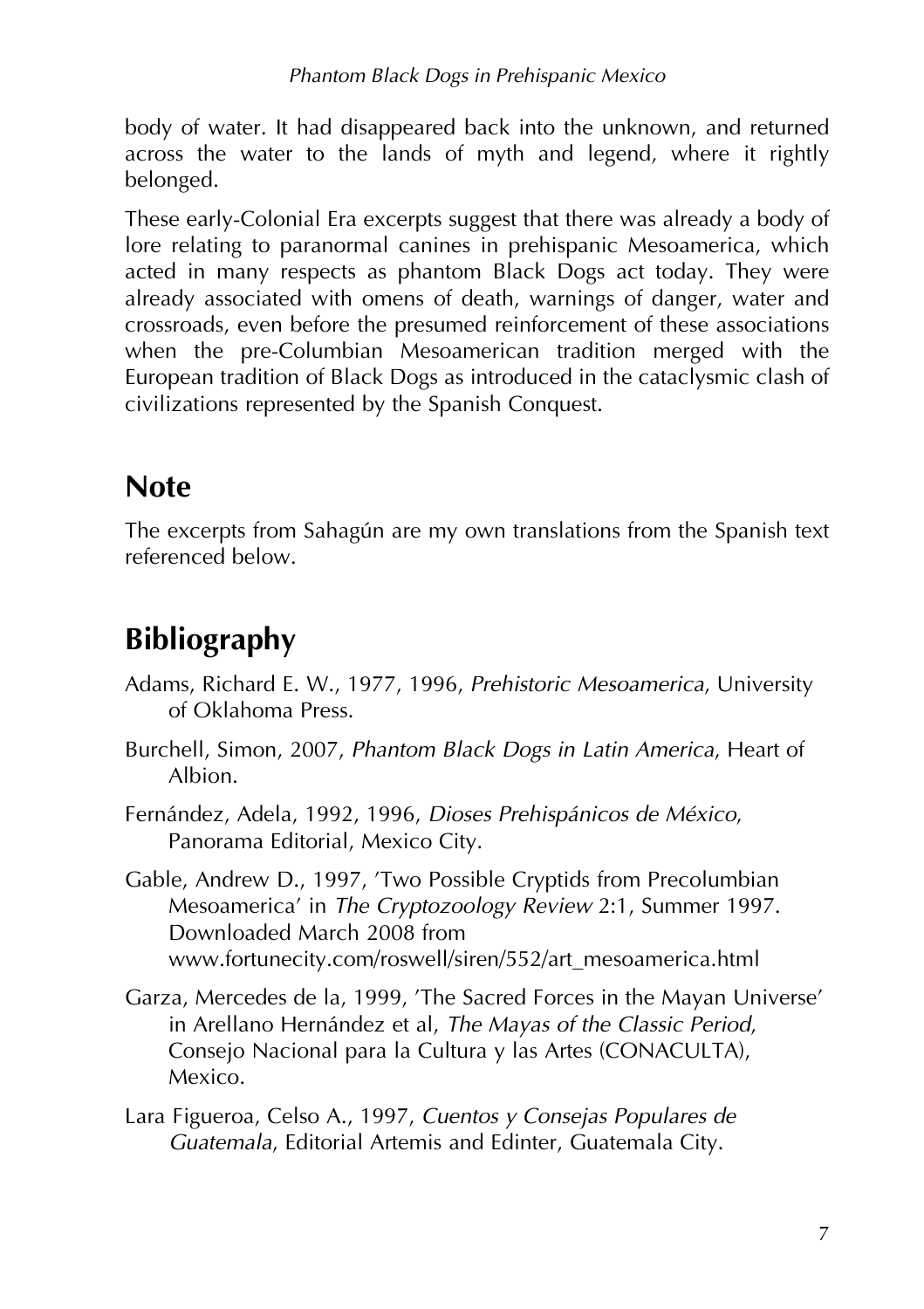body of water. It had disappeared back into the unknown, and returned across the water to the lands of myth and legend, where it rightly belonged.

These early-Colonial Era excerpts suggest that there was already a body of lore relating to paranormal canines in prehispanic Mesoamerica, which acted in many respects as phantom Black Dogs act today. They were already associated with omens of death, warnings of danger, water and crossroads, even before the presumed reinforcement of these associations when the pre-Columbian Mesoamerican tradition merged with the European tradition of Black Dogs as introduced in the cataclysmic clash of civilizations represented by the Spanish Conquest.

## Note

The excerpts from Sahagún are my own translations from the Spanish text referenced below.

## Bibliography

Adams, Richard E. W., 1977, 1996, *Prehistoric Mesoamerica*, University of Oklahoma Press.

Burchell, Simon, 2007, *Phantom Black Dogs in Latin America*, Heart of Albion.

Fernández, Adela, 1992, 1996, *Dioses Prehispánicos de México*, Panorama Editorial, Mexico City.

Gable, Andrew D., 1997, 'Two Possible Cryptids from Precolumbian Mesoamerica' in *The Cryptozoology Review* 2:1, Summer 1997. Downloaded March 2008 from www.fortunecity.com/roswell/siren/552/art_mesoamerica.html

Garza, Mercedes de la, 1999, 'The Sacred Forces in the Mayan Universe' in Arellano Hernández et al, *The Mayas of the Classic Period*, Consejo Nacional para la Cultura y las Artes (CONACULTA), Mexico.

Lara Figueroa, Celso A., 1997, *Cuentos y Consejas Populares de Guatemala*, Editorial Artemis and Edinter, Guatemala City.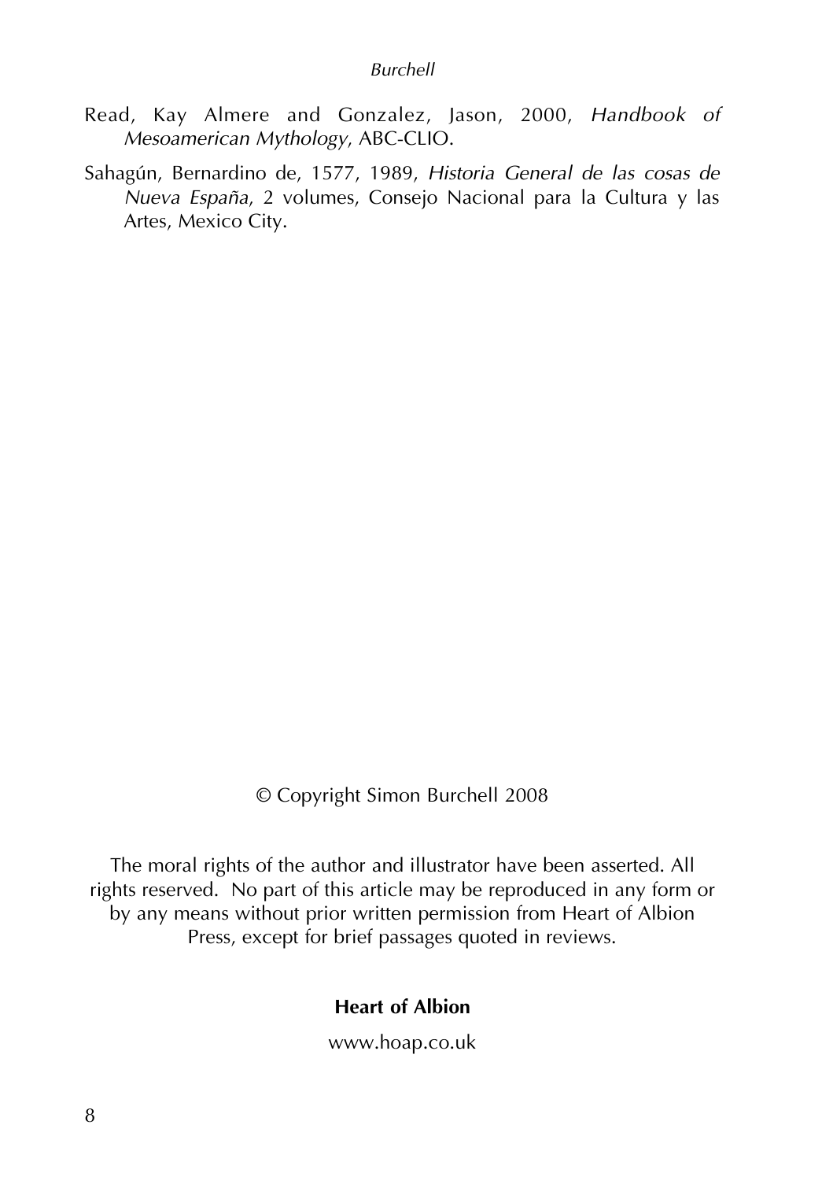Read, Kay Almere and Gonzalez, Jason, 2000, *Handbook of Mesoamerican Mythology*, ABC-CLIO.

Sahagún, Bernardino de, 1577, 1989, *Historia General de las cosas de Nueva España*, 2 volumes, Consejo Nacional para la Cultura y las Artes, Mexico City.

© Copyright Simon Burchell 2008

The moral rights of the author and illustrator have been asserted. All rights reserved. No part of this article may be reproduced in any form or by any means without prior written permission from Heart of Albion Press, except for brief passages quoted in reviews.

**Heart of Albion**

www.hoap.co.uk